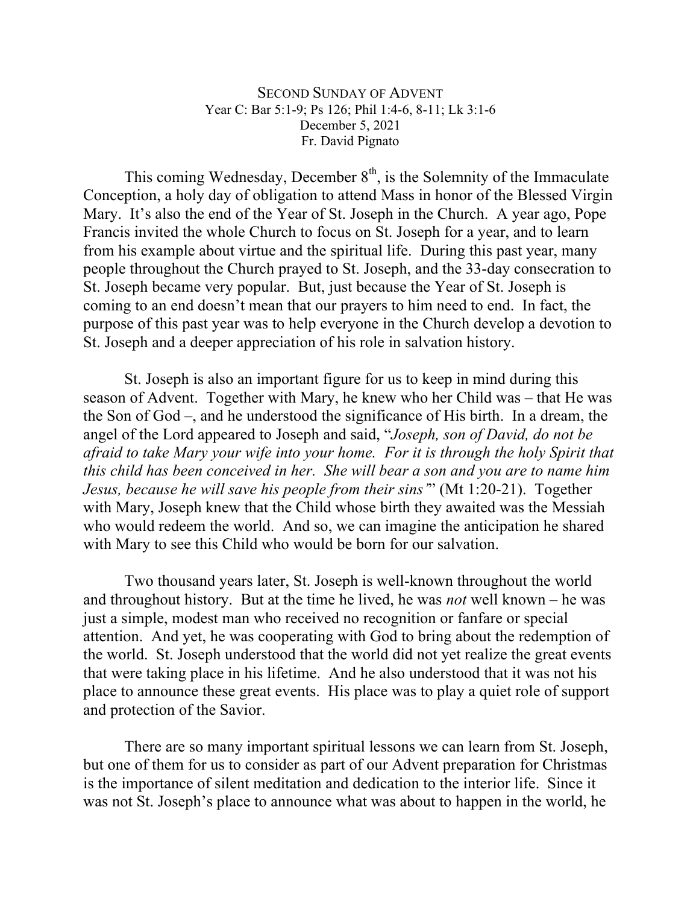# SECOND SUNDAY OF ADVENT

Year C: Bar 5:1-9; Ps 126; Phil 1:4-6, 8-11; Lk 3:1-6

December 5, 2021

Fr. David Pignato

This coming Wednesday, December 8th, is the Solemnity of the Immaculate Conception, a holy day of obligation to attend Mass in honor of the Blessed Virgin Mary. It's also the end of the Year of St. Joseph in the Church. A year ago, Pope Francis invited the whole Church to focus on St. Joseph for a year, and to learn from his example about virtue and the spiritual life. During this past year, many people throughout the Church prayed to St. Joseph, and the 33-day consecration to St. Joseph became very popular. But, just because the Year of St. Joseph is coming to an end doesn't mean that our prayers to him need to end. In fact, the purpose of this past year was to help everyone in the Church develop a devotion to St. Joseph and a deeper appreciation of his role in salvation history.

St. Joseph is also an important figure for us to keep in mind during this season of Advent. Together with Mary, he knew who her Child was – that He was the Son of God –, and he understood the significance of His birth. In a dream, the angel of the Lord appeared to Joseph and said, "*Joseph, son of David, do not be afraid to take Mary your wife into your home. For it is through the holy Spirit that this child has been conceived in her. She will bear a son and you are to name him Jesus, because he will save his people from their sins*" (Mt 1:20-21). Together with Mary, Joseph knew that the Child whose birth they awaited was the Messiah who would redeem the world. And so, we can imagine the anticipation he shared with Mary to see this Child who would be born for our salvation.

Two thousand years later, St. Joseph is well-known throughout the world and throughout history. But at the time he lived, he was *not* well known – he was just a simple, modest man who received no recognition or fanfare or special attention. And yet, he was cooperating with God to bring about the redemption of the world. St. Joseph understood that the world did not yet realize the great events that were taking place in his lifetime. And he also understood that it was not his place to announce these great events. His place was to play a quiet role of support and protection of the Savior.

There are so many important spiritual lessons we can learn from St. Joseph, but one of them for us to consider as part of our Advent preparation for Christmas is the importance of silent meditation and dedication to the interior life. Since it was not St. Joseph's place to announce what was about to happen in the world, he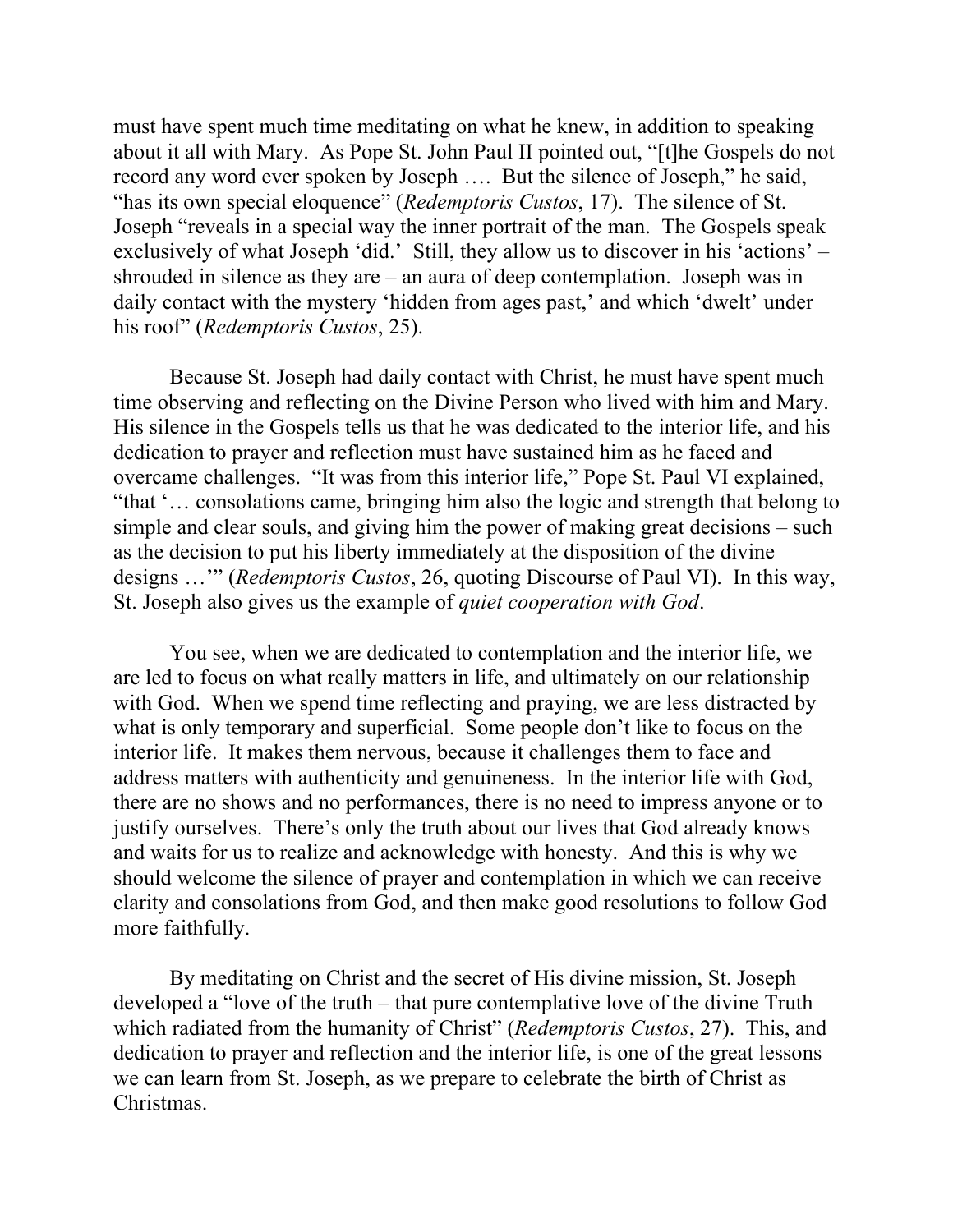must have spent much time meditating on what he knew, in addition to speaking about it all with Mary. As Pope St. John Paul II pointed out, "[t]he Gospels do not record any word ever spoken by Joseph …. But the silence of Joseph," he said, "has its own special eloquence" (*Redemptoris Custos*, 17). The silence of St. Joseph "reveals in a special way the inner portrait of the man. The Gospels speak exclusively of what Joseph 'did.' Still, they allow us to discover in his 'actions' – shrouded in silence as they are – an aura of deep contemplation. Joseph was in daily contact with the mystery 'hidden from ages past,' and which 'dwelt' under his roof" (*Redemptoris Custos*, 25).

Because St. Joseph had daily contact with Christ, he must have spent much time observing and reflecting on the Divine Person who lived with him and Mary. His silence in the Gospels tells us that he was dedicated to the interior life, and his dedication to prayer and reflection must have sustained him as he faced and overcame challenges. "It was from this interior life," Pope St. Paul VI explained, "that '… consolations came, bringing him also the logic and strength that belong to simple and clear souls, and giving him the power of making great decisions – such as the decision to put his liberty immediately at the disposition of the divine designs …'" (*Redemptoris Custos*, 26, quoting Discourse of Paul VI). In this way, St. Joseph also gives us the example of *quiet cooperation with God*.

You see, when we are dedicated to contemplation and the interior life, we are led to focus on what really matters in life, and ultimately on our relationship with God. When we spend time reflecting and praying, we are less distracted by what is only temporary and superficial. Some people don't like to focus on the interior life. It makes them nervous, because it challenges them to face and address matters with authenticity and genuineness. In the interior life with God, there are no shows and no performances, there is no need to impress anyone or to justify ourselves. There's only the truth about our lives that God already knows and waits for us to realize and acknowledge with honesty. And this is why we should welcome the silence of prayer and contemplation in which we can receive clarity and consolations from God, and then make good resolutions to follow God more faithfully.

By meditating on Christ and the secret of His divine mission, St. Joseph developed a "love of the truth – that pure contemplative love of the divine Truth which radiated from the humanity of Christ" (*Redemptoris Custos*, 27). This, and dedication to prayer and reflection and the interior life, is one of the great lessons we can learn from St. Joseph, as we prepare to celebrate the birth of Christ as Christmas.